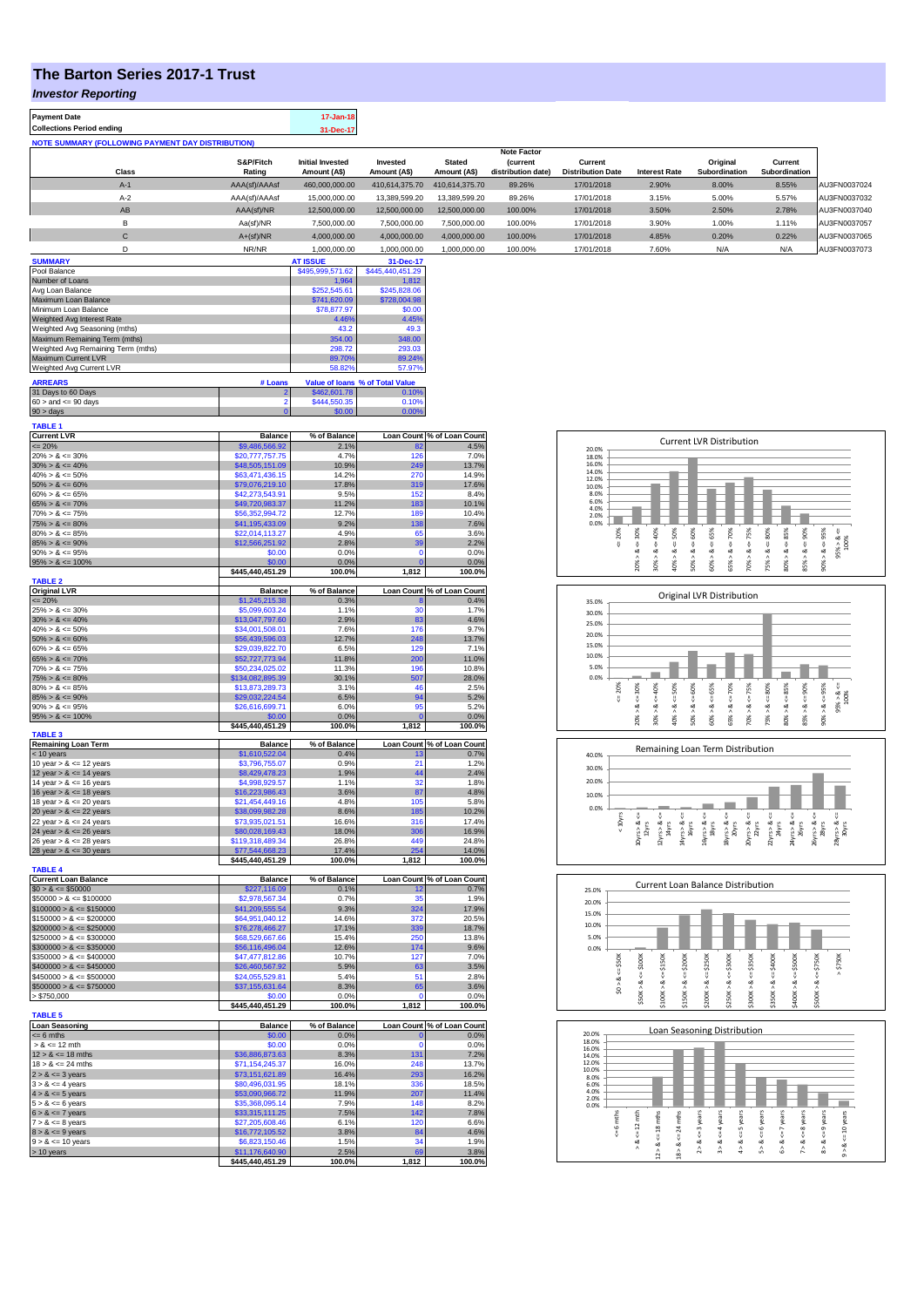# The Barton Series 2017-1 Trust

## *Investor Reporting*

| Payment Date | 17-Jan-18 |
|---|---|
| Collections Period ending | 31-Dec-17 |

**NOTE SUMMARY (FOLLOWING PAYMENT DAY DISTRIBUTION)**

| Class | S&P/Fitch Rating | Initial Invested Amount (A$) | Invested Amount (A$) | Stated Amount (A$) | Note Factor (current distribution date) | Current Distribution Date | Interest Rate | Original Subordination | Current Subordination | |
|---|---|---|---|---|---|---|---|---|---|---|
| A-1 | AAA(sf)/AAAsf | 460,000,000.00 | 410,614,375.70 | 410,614,375.70 | 89.26% | 17/01/2018 | 2.90% | 8.00% | 8.55% | AU3FN0037024 |
| A-2 | AAA(sf)/AAAsf | 15,000,000.00 | 13,389,599.20 | 13,389,599.20 | 89.26% | 17/01/2018 | 3.15% | 5.00% | 5.57% | AU3FN0037032 |
| AB | AAA(sf)/NR | 12,500,000.00 | 12,500,000.00 | 12,500,000.00 | 100.00% | 17/01/2018 | 3.50% | 2.50% | 2.78% | AU3FN0037040 |
| B | Aa(sf)/NR | 7,500,000.00 | 7,500,000.00 | 7,500,000.00 | 100.00% | 17/01/2018 | 3.90% | 1.00% | 1.11% | AU3FN0037057 |
| C | A+(sf)/NR | 4,000,000.00 | 4,000,000.00 | 4,000,000.00 | 100.00% | 17/01/2018 | 4.85% | 0.20% | 0.22% | AU3FN0037065 |
| D | NR/NR | 1,000,000.00 | 1,000,000.00 | 1,000,000.00 | 100.00% | 17/01/2018 | 7.60% | N/A | N/A | AU3FN0037073 |

| SUMMARY | AT ISSUE | 31-Dec-17 |
|---|---|---|
| Pool Balance | $495,999,571.62 | $445,440,451.29 |
| Number of Loans | 1,964 | 1,812 |
| Avg Loan Balance | $252,545.61 | $245,828.06 |
| Maximum Loan Balance | $741,620.09 | $728,004.98 |
| Minimum Loan Balance | $78,877.97 | $0.00 |
| Weighted Avg Interest Rate | 4.46% | 4.45% |
| Weighted Avg Seasoning (mths) | 43.2 | 49.3 |
| Maximum Remaining Term (mths) | 354.00 | 348.00 |
| Weighted Avg Remaining Term (mths) | 298.72 | 293.03 |
| Maximum Current LVR | 89.70% | 89.24% |
| Weighted Avg Current LVR | 58.82% | 57.97% |

| ARREARS | # Loans | Value of loans | % of Total Value |
|---|---|---|---|
| 31 Days to 60 Days | 2 | $462,601.78 | 0.10% |
| 60 > and <= 90 days | 2 | $444,550.35 | 0.10% |
| 90 > days | 0 | $0.00 | 0.00% |

**TABLE 1**

| Current LVR | Balance | % of Balance | Loan Count | % of Loan Count |
|---|---|---|---|---|
| <= 20% | $9,486,566.92 | 2.1% | 82 | 4.5% |
| 20% > & <= 30% | $20,777,757.75 | 4.7% | 126 | 7.0% |
| 30% > & <= 40% | $48,505,151.09 | 10.9% | 249 | 13.7% |
| 40% > & <= 50% | $63,471,436.15 | 14.2% | 270 | 14.9% |
| 50% > & <= 60% | $79,076,219.10 | 17.8% | 319 | 17.6% |
| 60% > & <= 65% | $42,273,543.91 | 9.5% | 152 | 8.4% |
| 65% > & <= 70% | $49,720,983.37 | 11.2% | 183 | 10.1% |
| 70% > & <= 75% | $56,352,994.72 | 12.7% | 189 | 10.4% |
| 75% > & <= 80% | $41,195,433.09 | 9.2% | 138 | 7.6% |
| 80% > & <= 85% | $22,014,113.27 | 4.9% | 65 | 3.6% |
| 85% > & <= 90% | $12,566,251.92 | 2.8% | 39 | 2.2% |
| 90% > & <= 95% | $0.00 | 0.0% | 0 | 0.0% |
| 95% > & <= 100% | $0.00 | 0.0% | 0 | 0.0% |
| | $445,440,451.29 | 100.0% | 1,812 | 100.0% |

**TABLE 2**

| Original LVR | Balance | % of Balance | Loan Count | % of Loan Count |
|---|---|---|---|---|
| <= 20% | $1,245,215.38 | 0.3% | 8 | 0.4% |
| 25% > & <= 30% | $5,099,603.24 | 1.1% | 30 | 1.7% |
| 30% > & <= 40% | $13,047,797.60 | 2.9% | 83 | 4.6% |
| 40% > & <= 50% | $34,001,508.01 | 7.6% | 176 | 9.7% |
| 50% > & <= 60% | $56,439,596.03 | 12.7% | 248 | 13.7% |
| 60% > & <= 65% | $29,039,822.70 | 6.5% | 129 | 7.1% |
| 65% > & <= 70% | $52,727,773.94 | 11.8% | 200 | 11.0% |
| 70% > & <= 75% | $50,234,025.02 | 11.3% | 196 | 10.8% |
| 75% > & <= 80% | $134,082,895.39 | 30.1% | 507 | 28.0% |
| 80% > & <= 85% | $13,873,289.73 | 3.1% | 46 | 2.5% |
| 85% > & <= 90% | $29,032,224.54 | 6.5% | 94 | 5.2% |
| 90% > & <= 95% | $26,616,699.71 | 6.0% | 95 | 5.2% |
| 95% > & <= 100% | $0.00 | 0.0% | 0 | 0.0% |
| | $445,440,451.29 | 100.0% | 1,812 | 100.0% |

**TABLE 3**

| Remaining Loan Term | Balance | % of Balance | Loan Count | % of Loan Count |
|---|---|---|---|---|
| < 10 years | $1,610,522.04 | 0.4% | 13 | 0.7% |
| 10 year > & <= 12 years | $3,796,755.07 | 0.9% | 21 | 1.2% |
| 12 year > & <= 14 years | $8,429,478.23 | 1.9% | 44 | 2.4% |
| 14 year > & <= 16 years | $4,998,929.57 | 1.1% | 32 | 1.8% |
| 16 year > & <= 18 years | $16,223,986.43 | 3.6% | 87 | 4.8% |
| 18 year > & <= 20 years | $21,454,449.16 | 4.8% | 105 | 5.8% |
| 20 year > & <= 22 years | $38,099,982.28 | 8.6% | 185 | 10.2% |
| 22 year > & <= 24 years | $73,935,021.51 | 16.6% | 316 | 17.4% |
| 24 year > & <= 26 years | $80,028,169.43 | 18.0% | 306 | 16.9% |
| 26 year > & <= 28 years | $119,318,489.34 | 26.8% | 449 | 24.8% |
| 28 year > & <= 30 years | $77,544,668.23 | 17.4% | 254 | 14.0% |
| | $445,440,451.29 | 100.0% | 1,812 | 100.0% |

**TABLE 4**

| Current Loan Balance | Balance | % of Balance | Loan Count | % of Loan Count |
|---|---|---|---|---|
| $0 > & <= $50000 | $227,116.09 | 0.1% | 12 | 0.7% |
| $50000 > & <= $100000 | $2,978,567.34 | 0.7% | 35 | 1.9% |
| $100000 > & <= $150000 | $41,209,555.54 | 9.3% | 324 | 17.9% |
| $150000 > & <= $200000 | $64,951,040.12 | 14.6% | 372 | 20.5% |
| $200000 > & <= $250000 | $76,278,466.27 | 17.1% | 339 | 18.7% |
| $250000 > & <= $300000 | $68,529,667.66 | 15.4% | 250 | 13.8% |
| $300000 > & <= $350000 | $56,116,496.04 | 12.6% | 174 | 9.6% |
| $350000 > & <= $400000 | $47,477,812.86 | 10.7% | 127 | 7.0% |
| $400000 > & <= $450000 | $26,460,567.92 | 5.9% | 63 | 3.5% |
| $450000 > & <= $500000 | $24,055,529.81 | 5.4% | 51 | 2.8% |
| $500000 > & <= $750000 | $37,155,631.64 | 8.3% | 65 | 3.6% |
| > $750,000 | $0.00 | 0.0% | 0 | 0.0% |
| | $445,440,451.29 | 100.0% | 1,812 | 100.0% |

**TABLE 5**

| Loan Seasoning | Balance | % of Balance | Loan Count | % of Loan Count |
|---|---|---|---|---|
| <= 6 mths | $0.00 | 0.0% | 0 | 0.0% |
| > & <= 12 mth | $0.00 | 0.0% | 0 | 0.0% |
| 12 > & <= 18 mths | $36,886,873.63 | 8.3% | 131 | 7.2% |
| 18 > & <= 24 mths | $71,154,245.37 | 16.0% | 248 | 13.7% |
| 2 > & <= 3 years | $73,151,621.89 | 16.4% | 293 | 16.2% |
| 3 > & <= 4 years | $80,496,031.95 | 18.1% | 336 | 18.5% |
| 4 > & <= 5 years | $53,090,966.72 | 11.9% | 207 | 11.4% |
| 5 > & <= 6 years | $35,368,095.14 | 7.9% | 148 | 8.2% |
| 6 > & <= 7 years | $33,315,111.25 | 7.5% | 142 | 7.8% |
| 7 > & <= 8 years | $27,205,608.46 | 6.1% | 120 | 6.6% |
| 8 > & <= 9 years | $16,772,105.52 | 3.8% | 84 | 4.6% |
| 9 > & <= 10 years | $6,823,150.46 | 1.5% | 34 | 1.9% |
| > 10 years | $11,176,640.90 | 2.5% | 69 | 3.8% |
| | $445,440,451.29 | 100.0% | 1,812 | 100.0% |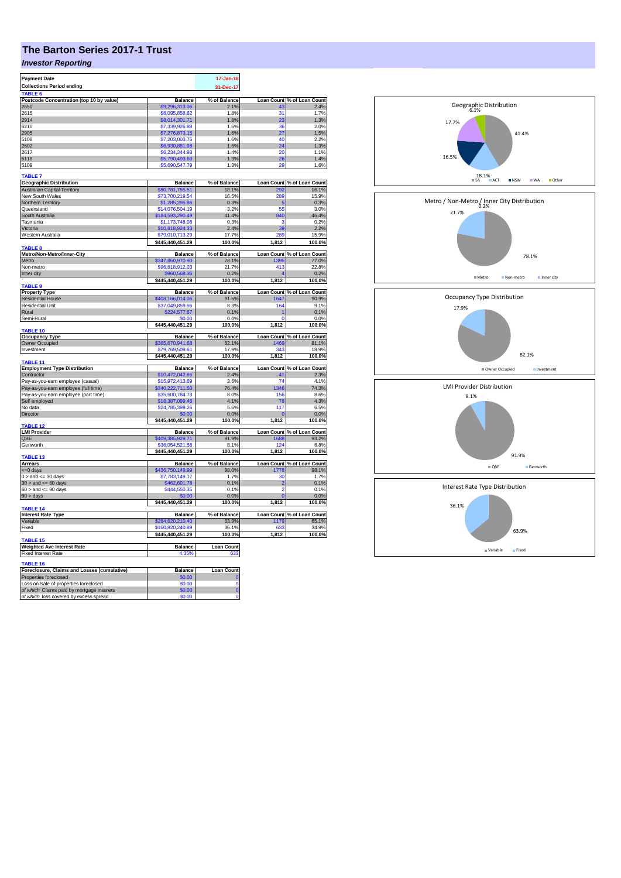# The Barton Series 2017-1 Trust

## *Investor Reporting*

| Payment Date | 17-Jan-18 |
|---|---|
| Collections Period ending | 31-Dec-17 |

**TABLE 6**

| Postcode Concentration (top 10 by value) | Balance | % of Balance | Loan Count | % of Loan Count |
|---|---|---|---|---|
| 2650 | $9,296,313.06 | 2.1% | 43 | 2.4% |
| 2615 | $8,095,858.62 | 1.8% | 31 | 1.7% |
| 2914 | $8,014,301.71 | 1.8% | 23 | 1.3% |
| 6210 | $7,339,926.88 | 1.6% | 36 | 2.0% |
| 2905 | $7,276,873.15 | 1.6% | 27 | 1.5% |
| 5108 | $7,203,003.75 | 1.6% | 40 | 2.2% |
| 2602 | $6,930,881.98 | 1.6% | 24 | 1.3% |
| 2617 | $6,234,344.93 | 1.4% | 20 | 1.1% |
| 5118 | $5,790,493.60 | 1.3% | 26 | 1.4% |
| 5109 | $5,690,547.79 | 1.3% | 29 | 1.6% |

**TABLE 7**

| Geographic Distribution | Balance | % of Balance | Loan Count | % of Loan Count |
|---|---|---|---|---|
| Australian Capital Territory | $80,781,755.51 | 18.1% | 292 | 16.1% |
| New South Wales | $73,700,219.54 | 16.5% | 289 | 15.9% |
| Northern Territory | $1,285,295.86 | 0.3% | 5 | 0.3% |
| Queensland | $14,076,504.19 | 3.2% | 55 | 3.0% |
| South Australia | $184,593,290.49 | 41.4% | 840 | 46.4% |
| Tasmania | $1,173,748.08 | 0.3% | 3 | 0.2% |
| Victoria | $10,818,924.33 | 2.4% | 39 | 2.2% |
| Western Australia | $79,010,713.29 | 17.7% | 289 | 15.9% |
| | $445,440,451.29 | 100.0% | 1,812 | 100.0% |

**TABLE 8**

| Metro/Non-Metro/Inner-City | Balance | % of Balance | Loan Count | % of Loan Count |
|---|---|---|---|---|
| Metro | $347,860,970.90 | 78.1% | 1395 | 77.0% |
| Non-metro | $96,618,912.03 | 21.7% | 413 | 22.8% |
| Inner city | $960,568.36 | 0.2% | 4 | 0.2% |
| | $445,440,451.29 | 100.0% | 1,812 | 100.0% |

**TABLE 9**

| Property Type | Balance | % of Balance | Loan Count | % of Loan Count |
|---|---|---|---|---|
| Residential House | $408,166,014.06 | 91.6% | 1647 | 90.9% |
| Residential Unit | $37,049,859.56 | 8.3% | 164 | 9.1% |
| Rural | $224,577.67 | 0.1% | 1 | 0.1% |
| Semi-Rural | $0.00 | 0.0% | 0 | 0.0% |
| | $445,440,451.29 | 100.0% | 1,812 | 100.0% |

**TABLE 10**

| Occupancy Type | Balance | % of Balance | Loan Count | % of Loan Count |
|---|---|---|---|---|
| Owner Occupied | $365,670,941.68 | 82.1% | 1469 | 81.1% |
| Investment | $79,769,509.61 | 17.9% | 343 | 18.9% |
| | $445,440,451.29 | 100.0% | 1,812 | 100.0% |

**TABLE 11**

| Employment Type Distribution | Balance | % of Balance | Loan Count | % of Loan Count |
|---|---|---|---|---|
| Contractor | $10,472,042.65 | 2.4% | 41 | 2.3% |
| Pay-as-you-earn employee (casual) | $15,972,413.69 | 3.6% | 74 | 4.1% |
| Pay-as-you-earn employee (full time) | $340,222,711.50 | 76.4% | 1346 | 74.3% |
| Pay-as-you-earn employee (part time) | $35,600,784.73 | 8.0% | 156 | 8.6% |
| Self employed | $18,387,099.46 | 4.1% | 78 | 4.3% |
| No data | $24,785,399.26 | 5.6% | 117 | 6.5% |
| Director | $0.00 | 0.0% | 0 | 0.0% |
| | $445,440,451.29 | 100.0% | 1,812 | 100.0% |

**TABLE 12**

| LMI Provider | Balance | % of Balance | Loan Count | % of Loan Count |
|---|---|---|---|---|
| QBE | $409,385,929.71 | 91.9% | 1688 | 93.2% |
| Genworth | $36,054,521.58 | 8.1% | 124 | 6.8% |
| | $445,440,451.29 | 100.0% | 1,812 | 100.0% |

**TABLE 13**

| Arrears | Balance | % of Balance | Loan Count | % of Loan Count |
|---|---|---|---|---|
| <=0 days | $436,750,149.99 | 98.0% | 1778 | 98.1% |
| 0 > and <= 30 days | $7,783,149.17 | 1.7% | 30 | 1.7% |
| 30 > and <= 60 days | $462,601.78 | 0.1% | 2 | 0.1% |
| 60 > and <= 90 days | $444,550.35 | 0.1% | 2 | 0.1% |
| 90 > days | $0.00 | 0.0% | 0 | 0.0% |
| | $445,440,451.29 | 100.0% | 1,812 | 100.0% |

**TABLE 14**

| Interest Rate Type | Balance | % of Balance | Loan Count | % of Loan Count |
|---|---|---|---|---|
| Variable | $284,620,210.40 | 63.9% | 1179 | 65.1% |
| Fixed | $160,820,240.89 | 36.1% | 633 | 34.9% |
| | $445,440,451.29 | 100.0% | 1,812 | 100.0% |

**TABLE 15**

| Weighted Ave Interest Rate | Balance | Loan Count |
|---|---|---|
| Fixed Interest Rate | 4.35% | 633 |

**TABLE 16**

| Foreclosure, Claims and Losses (cumulative) | Balance | Loan Count |
|---|---|---|
| Properties foreclosed | $0.00 | 0 |
| Loss on Sale of properties foreclosed | $0.00 | 0 |
| *of which* Claims paid by mortgage insurers | $0.00 | 0 |
| *of which* loss covered by excess spread | $0.00 | 0 |

Geographic Distribution: SA 41.4%, ACT 18.1%, NSW 16.5%, WA 17.7%, Other 6.1%

Metro / Non-Metro / Inner City Distribution: Metro 78.1%, Non-metro 21.7%, Inner city 0.2%

Occupancy Type Distribution: Owner Occupied 82.1%, Investment 17.9%

LMI Provider Distribution: QBE 91.9%, Genworth 8.1%

Interest Rate Type Distribution: Variable 63.9%, Fixed 36.1%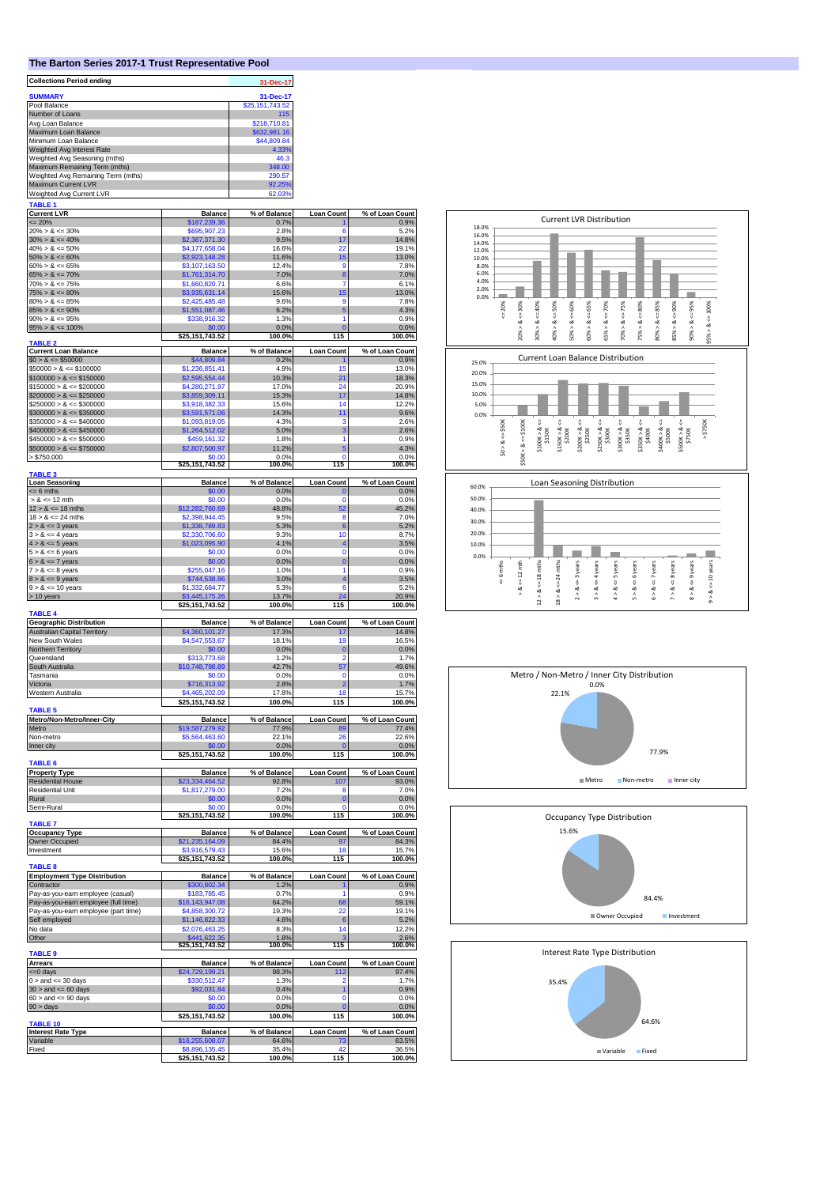# The Barton Series 2017-1 Trust Representative Pool

| Collections Period ending | 31-Dec-17 |
|---|---|

| SUMMARY | 31-Dec-17 |
|---|---|
| Pool Balance | $25,151,743.52 |
| Number of Loans | 115 |
| Avg Loan Balance | $218,710.81 |
| Maximum Loan Balance | $632,981.16 |
| Minimum Loan Balance | $44,809.84 |
| Weighted Avg Interest Rate | 4.33% |
| Weighted Avg Seasoning (mths) | 46.3 |
| Maximum Remaining Term (mths) | 348.00 |
| Weighted Avg Remaining Term (mths) | 290.57 |
| Maximum Current LVR | 92.25% |
| Weighted Avg Current LVR | 62.03% |

**TABLE 1**

| Current LVR | Balance | % of Balance | Loan Count | % of Loan Count |
|---|---|---|---|---|
| <= 20% | $187,239.36 | 0.7% | 1 | 0.9% |
| 20% > & <= 30% | $695,907.23 | 2.8% | 6 | 5.2% |
| 30% > & <= 40% | $2,387,371.30 | 9.5% | 17 | 14.8% |
| 40% > & <= 50% | $4,177,658.04 | 16.6% | 22 | 19.1% |
| 50% > & <= 60% | $2,923,148.28 | 11.6% | 15 | 13.0% |
| 60% > & <= 65% | $3,107,163.50 | 12.4% | 9 | 7.8% |
| 65% > & <= 70% | $1,761,314.70 | 7.0% | 8 | 7.0% |
| 70% > & <= 75% | $1,660,820.71 | 6.6% | 7 | 6.1% |
| 75% > & <= 80% | $3,935,631.14 | 15.6% | 15 | 13.0% |
| 80% > & <= 85% | $2,425,485.48 | 9.6% | 9 | 7.8% |
| 85% > & <= 90% | $1,551,087.46 | 6.2% | 5 | 4.3% |
| 90% > & <= 95% | $338,916.32 | 1.3% | 1 | 0.9% |
| 95% > & <= 100% | $0.00 | 0.0% | 0 | 0.0% |
| | $25,151,743.52 | 100.0% | 115 | 100.0% |

**TABLE 2**

| Current Loan Balance | Balance | % of Balance | Loan Count | % of Loan Count |
|---|---|---|---|---|
| $0 > & <= $50000 | $44,809.84 | 0.2% | 1 | 0.9% |
| $50000 > & <= $100000 | $1,236,851.41 | 4.9% | 15 | 13.0% |
| $100000 > & <= $150000 | $2,595,554.44 | 10.3% | 21 | 18.3% |
| $150000 > & <= $200000 | $4,280,271.97 | 17.0% | 24 | 20.9% |
| $200000 > & <= $250000 | $3,859,309.11 | 15.3% | 17 | 14.8% |
| $250000 > & <= $300000 | $3,918,382.33 | 15.6% | 14 | 12.2% |
| $300000 > & <= $350000 | $3,591,571.06 | 14.3% | 11 | 9.6% |
| $350000 > & <= $400000 | $1,093,819.05 | 4.3% | 3 | 2.6% |
| $400000 > & <= $450000 | $1,264,512.02 | 5.0% | 3 | 2.6% |
| $450000 > & <= $500000 | $459,161.32 | 1.8% | 1 | 0.9% |
| $500000 > & <= $750000 | $2,807,500.97 | 11.2% | 5 | 4.3% |
| > $750,000 | $0.00 | 0.0% | 0 | 0.0% |
| | $25,151,743.52 | 100.0% | 115 | 100.0% |

**TABLE 3**

| Loan Seasoning | Balance | % of Balance | Loan Count | % of Loan Count |
|---|---|---|---|---|
| <= 6 mths | $0.00 | 0.0% | 0 | 0.0% |
| > & <= 12 mth | $0.00 | 0.0% | 0 | 0.0% |
| 12 > & <= 18 mths | $12,282,760.69 | 48.8% | 52 | 45.2% |
| 18 > & <= 24 mths | $2,398,944.45 | 9.5% | 8 | 7.0% |
| 2 > & <= 3 years | $1,338,789.83 | 5.3% | 6 | 5.2% |
| 3 > & <= 4 years | $2,330,706.60 | 9.3% | 10 | 8.7% |
| 4 > & <= 5 years | $1,023,095.90 | 4.1% | 4 | 3.5% |
| 5 > & <= 6 years | $0.00 | 0.0% | 0 | 0.0% |
| 6 > & <= 7 years | $0.00 | 0.0% | 0 | 0.0% |
| 7 > & <= 8 years | $255,047.16 | 1.0% | 1 | 0.9% |
| 8 > & <= 9 years | $744,538.86 | 3.0% | 4 | 3.5% |
| 9 > & <= 10 years | $1,332,684.77 | 5.3% | 6 | 5.2% |
| > 10 years | $3,445,175.26 | 13.7% | 24 | 20.9% |
| | $25,151,743.52 | 100.0% | 115 | 100.0% |

**TABLE 4**

| Geographic Distribution | Balance | % of Balance | Loan Count | % of Loan Count |
|---|---|---|---|---|
| Australian Capital Territory | $4,360,101.27 | 17.3% | 17 | 14.8% |
| New South Wales | $4,547,553.67 | 18.1% | 19 | 16.5% |
| Northern Territory | $0.00 | 0.0% | 0 | 0.0% |
| Queensland | $313,773.68 | 1.2% | 2 | 1.7% |
| South Australia | $10,748,798.89 | 42.7% | 57 | 49.6% |
| Tasmania | $0.00 | 0.0% | 0 | 0.0% |
| Victoria | $716,313.92 | 2.8% | 2 | 1.7% |
| Western Australia | $4,465,202.09 | 17.8% | 18 | 15.7% |
| | $25,151,743.52 | 100.0% | 115 | 100.0% |

**TABLE 5**

| Metro/Non-Metro/Inner-City | Balance | % of Balance | Loan Count | % of Loan Count |
|---|---|---|---|---|
| Metro | $19,587,279.92 | 77.9% | 89 | 77.4% |
| Non-metro | $5,564,463.60 | 22.1% | 26 | 22.6% |
| Inner city | $0.00 | 0.0% | 0 | 0.0% |
| | $25,151,743.52 | 100.0% | 115 | 100.0% |

**TABLE 6**

| Property Type | Balance | % of Balance | Loan Count | % of Loan Count |
|---|---|---|---|---|
| Residential House | $23,334,464.52 | 92.8% | 107 | 93.0% |
| Residential Unit | $1,817,279.00 | 7.2% | 8 | 7.0% |
| Rural | $0.00 | 0.0% | 0 | 0.0% |
| Semi-Rural | $0.00 | 0.0% | 0 | 0.0% |
| | $25,151,743.52 | 100.0% | 115 | 100.0% |

**TABLE 7**

| Occupancy Type | Balance | % of Balance | Loan Count | % of Loan Count |
|---|---|---|---|---|
| Owner Occupied | $21,235,164.09 | 84.4% | 97 | 84.3% |
| Investment | $3,916,579.43 | 15.6% | 18 | 15.7% |
| | $25,151,743.52 | 100.0% | 115 | 100.0% |

**TABLE 8**

| Employment Type Distribution | Balance | % of Balance | Loan Count | % of Loan Count |
|---|---|---|---|---|
| Contractor | $300,802.34 | 1.2% | 1 | 0.9% |
| Pay-as-you-earn employee (casual) | $183,785.45 | 0.7% | 1 | 0.9% |
| Pay-as-you-earn employee (full time) | $16,143,947.08 | 64.2% | 68 | 59.1% |
| Pay-as-you-earn employee (part time) | $4,858,300.72 | 19.3% | 22 | 19.1% |
| Self employed | $1,146,822.33 | 4.6% | 6 | 5.2% |
| No data | $2,076,463.25 | 8.3% | 14 | 12.2% |
| Other | $441,622.35 | 1.8% | 3 | 2.6% |
| | $25,151,743.52 | 100.0% | 115 | 100.0% |

**TABLE 9**

| Arrears | Balance | % of Balance | Loan Count | % of Loan Count |
|---|---|---|---|---|
| <=0 days | $24,729,199.21 | 98.3% | 112 | 97.4% |
| 0 > and <= 30 days | $330,512.47 | 1.3% | 2 | 1.7% |
| 30 > and <= 60 days | $92,031.84 | 0.4% | 1 | 0.9% |
| 60 > and <= 90 days | $0.00 | 0.0% | 0 | 0.0% |
| 90 > days | $0.00 | 0.0% | 0 | 0.0% |
| | $25,151,743.52 | 100.0% | 115 | 100.0% |

**TABLE 10**

| Interest Rate Type | Balance | % of Balance | Loan Count | % of Loan Count |
|---|---|---|---|---|
| Variable | $16,255,608.07 | 64.6% | 73 | 63.5% |
| Fixed | $8,896,135.45 | 35.4% | 42 | 36.5% |
| | $25,151,743.52 | 100.0% | 115 | 100.0% |

Current LVR Distribution

Current Loan Balance Distribution

Loan Seasoning Distribution

Metro / Non-Metro / Inner City Distribution
0.0%
22.1%
77.9%
Metro Non-metro Inner city

Occupancy Type Distribution
15.6%
84.4%
Owner Occupied Investment

Interest Rate Type Distribution
35.4%
64.6%
Variable Fixed